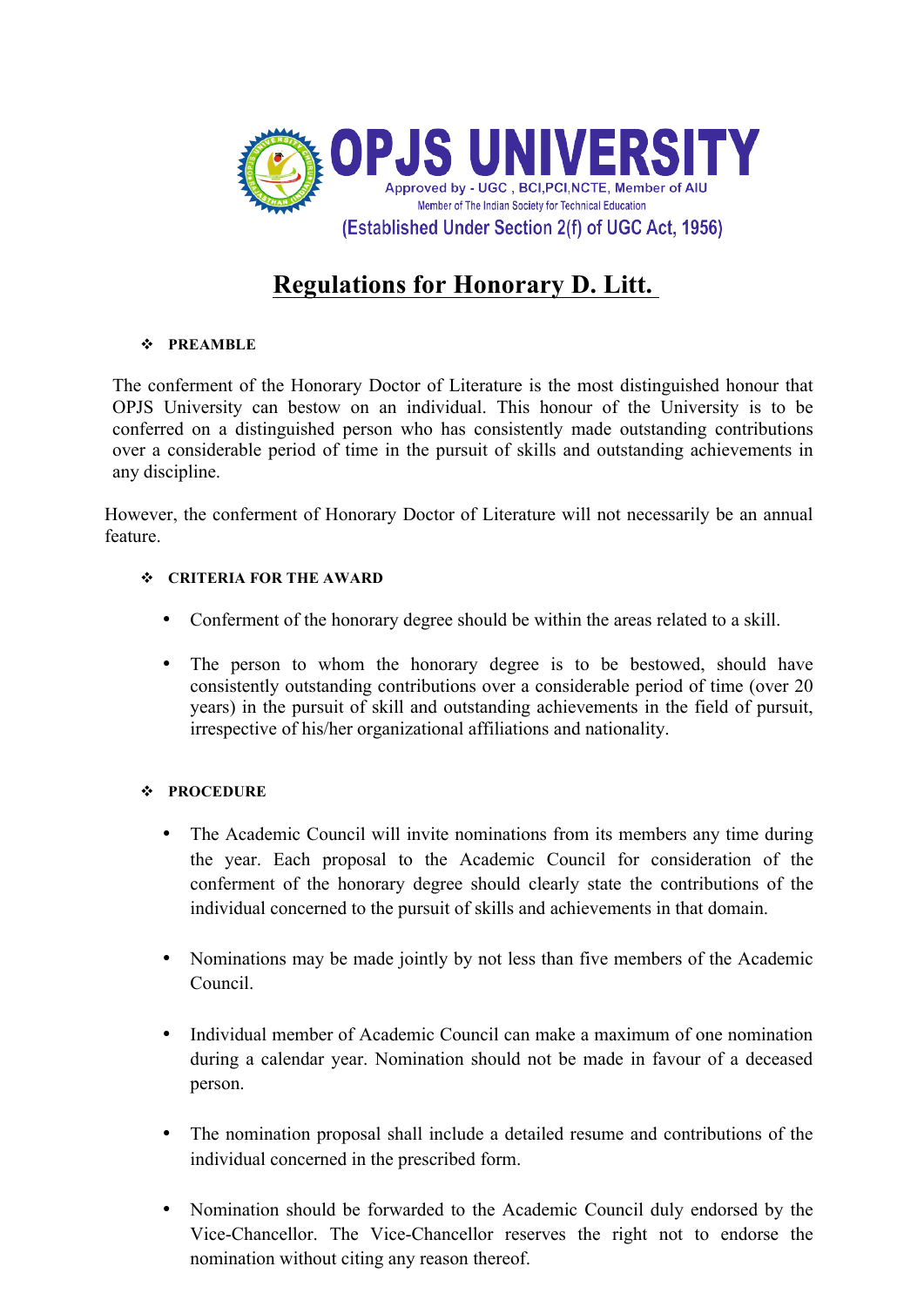# OPJS UNIVERSITY

Approved by - UGC , BCI,PCI,NCTE, Member of AIU

Member of The Indian Society for Technical Education

(Established Under Section 2(f) of UGC Act, 1956)

## Regulations for Honorary D. Litt.

- **PREAMBLE**

The conferment of the Honorary Doctor of Literature is the most distinguished honour that OPJS University can bestow on an individual. This honour of the University is to be conferred on a distinguished person who has consistently made outstanding contributions over a considerable period of time in the pursuit of skills and outstanding achievements in any discipline.

However, the conferment of Honorary Doctor of Literature will not necessarily be an annual feature.

- **CRITERIA FOR THE AWARD**
  - Conferment of the honorary degree should be within the areas related to a skill.
  - The person to whom the honorary degree is to be bestowed, should have consistently outstanding contributions over a considerable period of time (over 20 years) in the pursuit of skill and outstanding achievements in the field of pursuit, irrespective of his/her organizational affiliations and nationality.

- **PROCEDURE**
  - The Academic Council will invite nominations from its members any time during the year. Each proposal to the Academic Council for consideration of the conferment of the honorary degree should clearly state the contributions of the individual concerned to the pursuit of skills and achievements in that domain.
  - Nominations may be made jointly by not less than five members of the Academic Council.
  - Individual member of Academic Council can make a maximum of one nomination during a calendar year. Nomination should not be made in favour of a deceased person.
  - The nomination proposal shall include a detailed resume and contributions of the individual concerned in the prescribed form.
  - Nomination should be forwarded to the Academic Council duly endorsed by the Vice-Chancellor. The Vice-Chancellor reserves the right not to endorse the nomination without citing any reason thereof.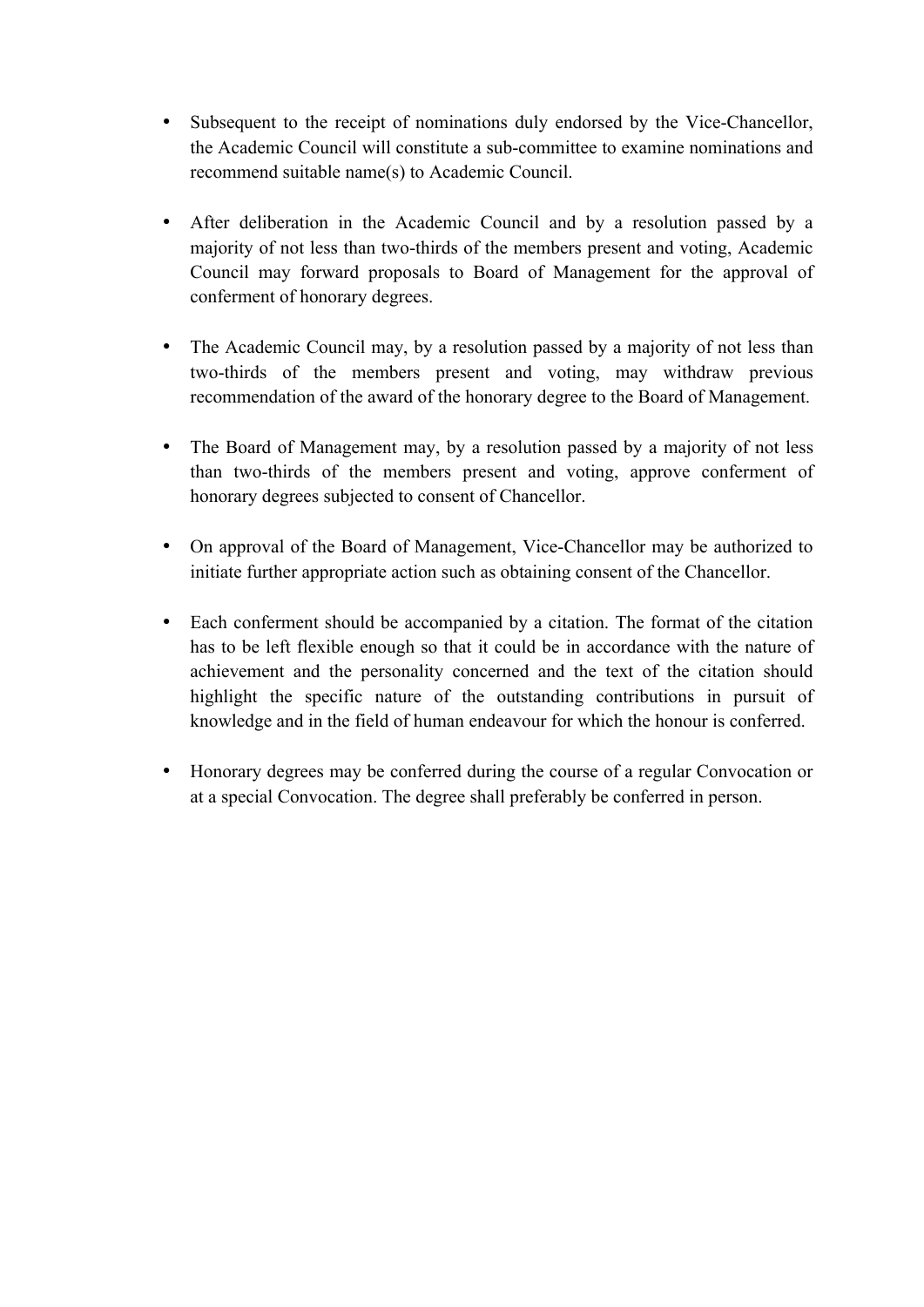- Subsequent to the receipt of nominations duly endorsed by the Vice-Chancellor, the Academic Council will constitute a sub-committee to examine nominations and recommend suitable name(s) to Academic Council.

- After deliberation in the Academic Council and by a resolution passed by a majority of not less than two-thirds of the members present and voting, Academic Council may forward proposals to Board of Management for the approval of conferment of honorary degrees.

- The Academic Council may, by a resolution passed by a majority of not less than two-thirds of the members present and voting, may withdraw previous recommendation of the award of the honorary degree to the Board of Management.

- The Board of Management may, by a resolution passed by a majority of not less than two-thirds of the members present and voting, approve conferment of honorary degrees subjected to consent of Chancellor.

- On approval of the Board of Management, Vice-Chancellor may be authorized to initiate further appropriate action such as obtaining consent of the Chancellor.

- Each conferment should be accompanied by a citation. The format of the citation has to be left flexible enough so that it could be in accordance with the nature of achievement and the personality concerned and the text of the citation should highlight the specific nature of the outstanding contributions in pursuit of knowledge and in the field of human endeavour for which the honour is conferred.

- Honorary degrees may be conferred during the course of a regular Convocation or at a special Convocation. The degree shall preferably be conferred in person.